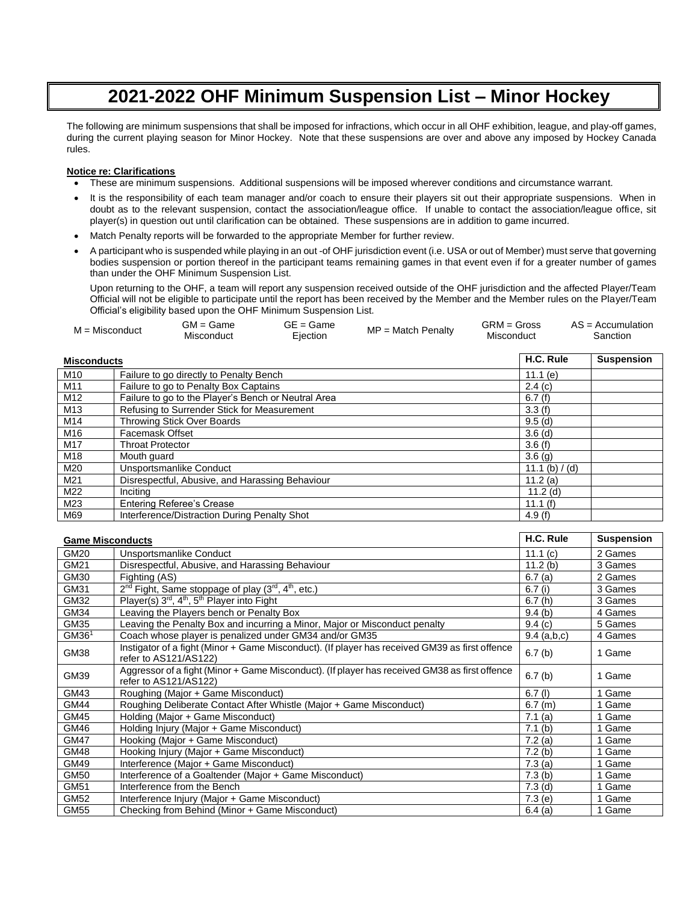# 2021-2022 OHF Minimum Suspension List – Minor Hockey

The following are minimum suspensions that shall be imposed for infractions, which occur in all OHF exhibition, league, and play-off games, during the current playing season for Minor Hockey. Note that these suspensions are over and above any imposed by Hockey Canada rules.

**Notice re: Clarifications**

- These are minimum suspensions. Additional suspensions will be imposed wherever conditions and circumstance warrant.
- It is the responsibility of each team manager and/or coach to ensure their players sit out their appropriate suspensions. When in doubt as to the relevant suspension, contact the association/league office. If unable to contact the association/league office, sit player(s) in question out until clarification can be obtained. These suspensions are in addition to game incurred.
- Match Penalty reports will be forwarded to the appropriate Member for further review.
- A participant who is suspended while playing in an out -of OHF jurisdiction event (i.e. USA or out of Member) must serve that governing bodies suspension or portion thereof in the participant teams remaining games in that event even if for a greater number of games than under the OHF Minimum Suspension List.

  Upon returning to the OHF, a team will report any suspension received outside of the OHF jurisdiction and the affected Player/Team Official will not be eligible to participate until the report has been received by the Member and the Member rules on the Player/Team Official's eligibility based upon the OHF Minimum Suspension List.

M = Misconduct | GM = Game Misconduct | GE = Game Ejection | MP = Match Penalty | GRM = Gross Misconduct | AS = Accumulation Sanction

| **Misconducts** | | H.C. Rule | Suspension |
|---|---|---|---|
| M10 | Failure to go directly to Penalty Bench | 11.1 (e) | |
| M11 | Failure to go to Penalty Box Captains | 2.4 (c) | |
| M12 | Failure to go to the Player's Bench or Neutral Area | 6.7 (f) | |
| M13 | Refusing to Surrender Stick for Measurement | 3.3 (f) | |
| M14 | Throwing Stick Over Boards | 9.5 (d) | |
| M16 | Facemask Offset | 3.6 (d) | |
| M17 | Throat Protector | 3.6 (f) | |
| M18 | Mouth guard | 3.6 (g) | |
| M20 | Unsportsmanlike Conduct | 11.1 (b) / (d) | |
| M21 | Disrespectful, Abusive, and Harassing Behaviour | 11.2 (a) | |
| M22 | Inciting | 11.2 (d) | |
| M23 | Entering Referee's Crease | 11.1 (f) | |
| M69 | Interference/Distraction During Penalty Shot | 4.9 (f) | |

| **Game Misconducts** | | H.C. Rule | Suspension |
|---|---|---|---|
| GM20 | Unsportsmanlike Conduct | 11.1 (c) | 2 Games |
| GM21 | Disrespectful, Abusive, and Harassing Behaviour | 11.2 (b) | 3 Games |
| GM30 | Fighting (AS) | 6.7 (a) | 2 Games |
| GM31 | 2nd Fight, Same stoppage of play (3rd, 4th, etc.) | 6.7 (i) | 3 Games |
| GM32 | Player(s) 3rd, 4th, 5th Player into Fight | 6.7 (h) | 3 Games |
| GM34 | Leaving the Players bench or Penalty Box | 9.4 (b) | 4 Games |
| GM35 | Leaving the Penalty Box and incurring a Minor, Major or Misconduct penalty | 9.4 (c) | 5 Games |
| GM36[1] | Coach whose player is penalized under GM34 and/or GM35 | 9.4 (a,b,c) | 4 Games |
| GM38 | Instigator of a fight (Minor + Game Misconduct). (If player has received GM39 as first offence refer to AS121/AS122) | 6.7 (b) | 1 Game |
| GM39 | Aggressor of a fight (Minor + Game Misconduct). (If player has received GM38 as first offence refer to AS121/AS122) | 6.7 (b) | 1 Game |
| GM43 | Roughing (Major + Game Misconduct) | 6.7 (l) | 1 Game |
| GM44 | Roughing Deliberate Contact After Whistle (Major + Game Misconduct) | 6.7 (m) | 1 Game |
| GM45 | Holding (Major + Game Misconduct) | 7.1 (a) | 1 Game |
| GM46 | Holding Injury (Major + Game Misconduct) | 7.1 (b) | 1 Game |
| GM47 | Hooking (Major + Game Misconduct) | 7.2 (a) | 1 Game |
| GM48 | Hooking Injury (Major + Game Misconduct) | 7.2 (b) | 1 Game |
| GM49 | Interference (Major + Game Misconduct) | 7.3 (a) | 1 Game |
| GM50 | Interference of a Goaltender (Major + Game Misconduct) | 7.3 (b) | 1 Game |
| GM51 | Interference from the Bench | 7.3 (d) | 1 Game |
| GM52 | Interference Injury (Major + Game Misconduct) | 7.3 (e) | 1 Game |
| GM55 | Checking from Behind (Minor + Game Misconduct) | 6.4 (a) | 1 Game |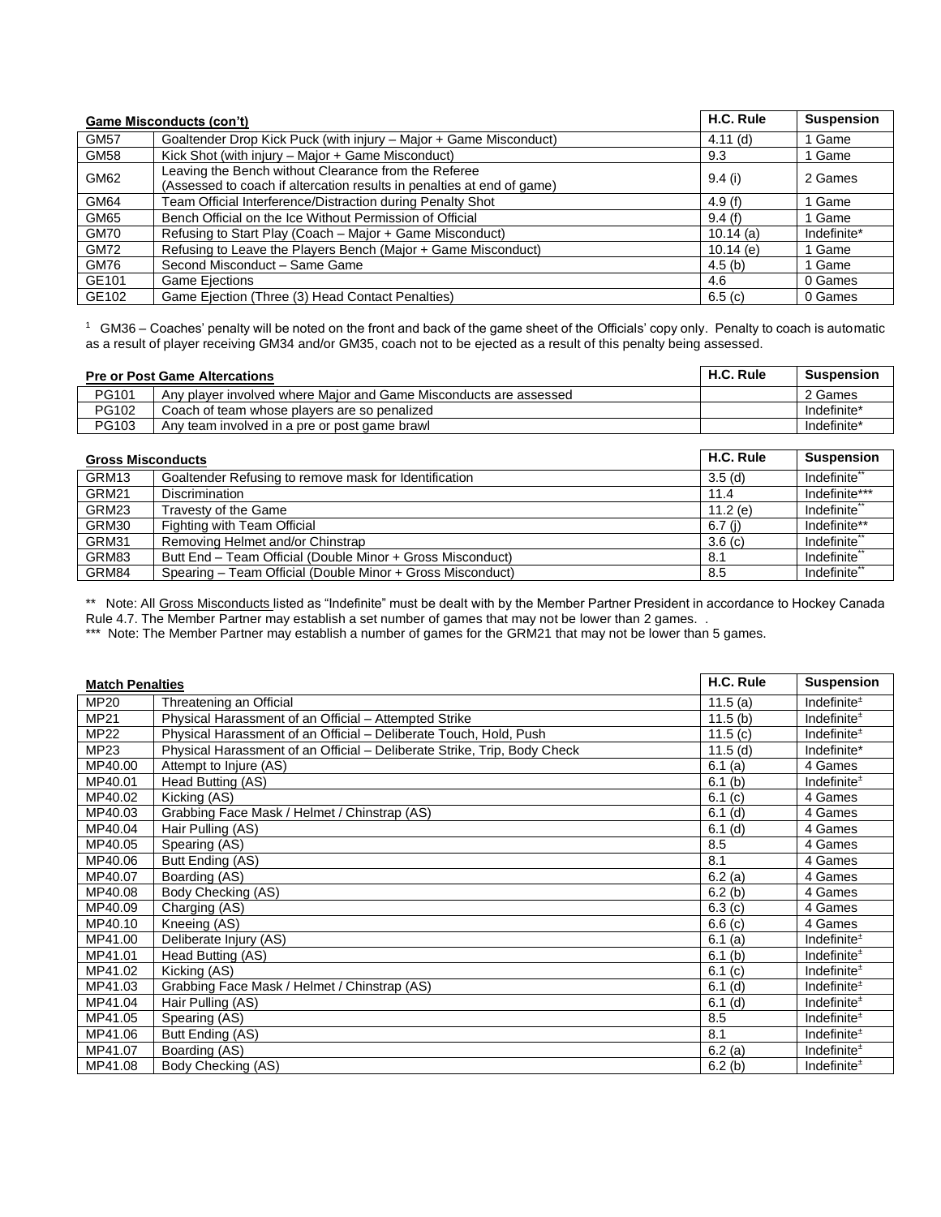| Game Misconducts (con't) | | H.C. Rule | Suspension |
|---|---|---|---|
| GM57 | Goaltender Drop Kick Puck (with injury – Major + Game Misconduct) | 4.11 (d) | 1 Game |
| GM58 | Kick Shot (with injury – Major + Game Misconduct) | 9.3 | 1 Game |
| GM62 | Leaving the Bench without Clearance from the Referee (Assessed to coach if altercation results in penalties at end of game) | 9.4 (i) | 2 Games |
| GM64 | Team Official Interference/Distraction during Penalty Shot | 4.9 (f) | 1 Game |
| GM65 | Bench Official on the Ice Without Permission of Official | 9.4 (f) | 1 Game |
| GM70 | Refusing to Start Play (Coach – Major + Game Misconduct) | 10.14 (a) | Indefinite* |
| GM72 | Refusing to Leave the Players Bench (Major + Game Misconduct) | 10.14 (e) | 1 Game |
| GM76 | Second Misconduct – Same Game | 4.5 (b) | 1 Game |
| GE101 | Game Ejections | 4.6 | 0 Games |
| GE102 | Game Ejection (Three (3) Head Contact Penalties) | 6.5 (c) | 0 Games |

[1] GM36 – Coaches' penalty will be noted on the front and back of the game sheet of the Officials' copy only. Penalty to coach is automatic as a result of player receiving GM34 and/or GM35, coach not to be ejected as a result of this penalty being assessed.

| Pre or Post Game Altercations | | H.C. Rule | Suspension |
|---|---|---|---|
| PG101 | Any player involved where Major and Game Misconducts are assessed | | 2 Games |
| PG102 | Coach of team whose players are so penalized | | Indefinite* |
| PG103 | Any team involved in a pre or post game brawl | | Indefinite* |

| Gross Misconducts | | H.C. Rule | Suspension |
|---|---|---|---|
| GRM13 | Goaltender Refusing to remove mask for Identification | 3.5 (d) | Indefinite** |
| GRM21 | Discrimination | 11.4 | Indefinite*** |
| GRM23 | Travesty of the Game | 11.2 (e) | Indefinite** |
| GRM30 | Fighting with Team Official | 6.7 (j) | Indefinite** |
| GRM31 | Removing Helmet and/or Chinstrap | 3.6 (c) | Indefinite** |
| GRM83 | Butt End – Team Official (Double Minor + Gross Misconduct) | 8.1 | Indefinite** |
| GRM84 | Spearing – Team Official (Double Minor + Gross Misconduct) | 8.5 | Indefinite** |

** Note: All Gross Misconducts listed as "Indefinite" must be dealt with by the Member Partner President in accordance to Hockey Canada Rule 4.7. The Member Partner may establish a set number of games that may not be lower than 2 games. .

*** Note: The Member Partner may establish a number of games for the GRM21 that may not be lower than 5 games.

| Match Penalties | | H.C. Rule | Suspension |
|---|---|---|---|
| MP20 | Threatening an Official | 11.5 (a) | Indefinite± |
| MP21 | Physical Harassment of an Official – Attempted Strike | 11.5 (b) | Indefinite± |
| MP22 | Physical Harassment of an Official – Deliberate Touch, Hold, Push | 11.5 (c) | Indefinite± |
| MP23 | Physical Harassment of an Official – Deliberate Strike, Trip, Body Check | 11.5 (d) | Indefinite* |
| MP40.00 | Attempt to Injure (AS) | 6.1 (a) | 4 Games |
| MP40.01 | Head Butting (AS) | 6.1 (b) | Indefinite± |
| MP40.02 | Kicking (AS) | 6.1 (c) | 4 Games |
| MP40.03 | Grabbing Face Mask / Helmet / Chinstrap (AS) | 6.1 (d) | 4 Games |
| MP40.04 | Hair Pulling (AS) | 6.1 (d) | 4 Games |
| MP40.05 | Spearing (AS) | 8.5 | 4 Games |
| MP40.06 | Butt Ending (AS) | 8.1 | 4 Games |
| MP40.07 | Boarding (AS) | 6.2 (a) | 4 Games |
| MP40.08 | Body Checking (AS) | 6.2 (b) | 4 Games |
| MP40.09 | Charging (AS) | 6.3 (c) | 4 Games |
| MP40.10 | Kneeing (AS) | 6.6 (c) | 4 Games |
| MP41.00 | Deliberate Injury (AS) | 6.1 (a) | Indefinite± |
| MP41.01 | Head Butting (AS) | 6.1 (b) | Indefinite± |
| MP41.02 | Kicking (AS) | 6.1 (c) | Indefinite± |
| MP41.03 | Grabbing Face Mask / Helmet / Chinstrap (AS) | 6.1 (d) | Indefinite± |
| MP41.04 | Hair Pulling (AS) | 6.1 (d) | Indefinite± |
| MP41.05 | Spearing (AS) | 8.5 | Indefinite± |
| MP41.06 | Butt Ending (AS) | 8.1 | Indefinite± |
| MP41.07 | Boarding (AS) | 6.2 (a) | Indefinite± |
| MP41.08 | Body Checking (AS) | 6.2 (b) | Indefinite± |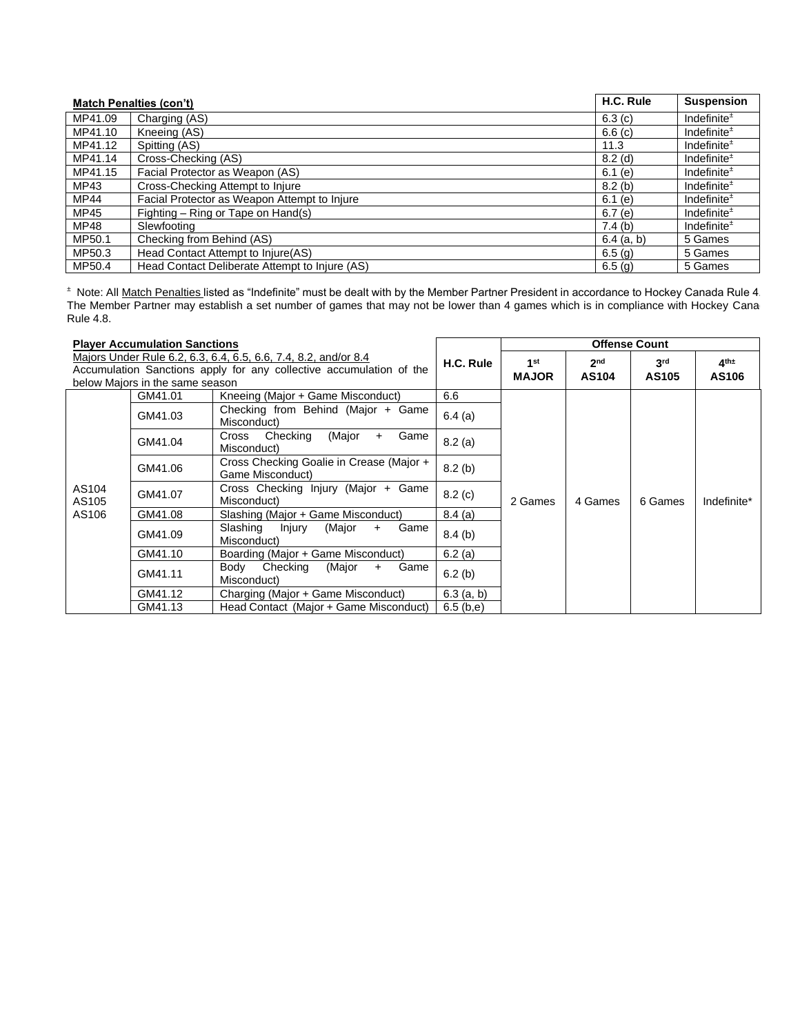| Match Penalties (con't) | | H.C. Rule | Suspension |
|---|---|---|---|
| MP41.09 | Charging (AS) | 6.3 (c) | Indefinite± |
| MP41.10 | Kneeing (AS) | 6.6 (c) | Indefinite± |
| MP41.12 | Spitting (AS) | 11.3 | Indefinite± |
| MP41.14 | Cross-Checking (AS) | 8.2 (d) | Indefinite± |
| MP41.15 | Facial Protector as Weapon (AS) | 6.1 (e) | Indefinite± |
| MP43 | Cross-Checking Attempt to Injure | 8.2 (b) | Indefinite± |
| MP44 | Facial Protector as Weapon Attempt to Injure | 6.1 (e) | Indefinite± |
| MP45 | Fighting – Ring or Tape on Hand(s) | 6.7 (e) | Indefinite± |
| MP48 | Slewfooting | 7.4 (b) | Indefinite± |
| MP50.1 | Checking from Behind (AS) | 6.4 (a, b) | 5 Games |
| MP50.3 | Head Contact Attempt to Injure(AS) | 6.5 (g) | 5 Games |
| MP50.4 | Head Contact Deliberate Attempt to Injure (AS) | 6.5 (g) | 5 Games |

± Note: All Match Penalties listed as "Indefinite" must be dealt with by the Member Partner President in accordance to Hockey Canada Rule 4. The Member Partner may establish a set number of games that may not be lower than 4 games which is in compliance with Hockey Cana Rule 4.8.

| **Player Accumulation Sanctions**<br>Majors Under Rule 6.2, 6.3, 6.4, 6.5, 6.6, 7.4, 8.2, and/or 8.4<br>Accumulation Sanctions apply for any collective accumulation of the below Majors in the same season | | | H.C. Rule | Offense Count | | | |
|---|---|---|---|---|---|---|---|
| | | | | 1st MAJOR | 2nd AS104 | 3rd AS105 | 4th± AS106 |
| AS104 AS105 AS106 | GM41.01 | Kneeing (Major + Game Misconduct) | 6.6 | 2 Games | 4 Games | 6 Games | Indefinite* |
| | GM41.03 | Checking from Behind (Major + Game Misconduct) | 6.4 (a) | | | | |
| | GM41.04 | Cross Checking (Major + Game Misconduct) | 8.2 (a) | | | | |
| | GM41.06 | Cross Checking Goalie in Crease (Major + Game Misconduct) | 8.2 (b) | | | | |
| | GM41.07 | Cross Checking Injury (Major + Game Misconduct) | 8.2 (c) | | | | |
| | GM41.08 | Slashing (Major + Game Misconduct) | 8.4 (a) | | | | |
| | GM41.09 | Slashing Injury (Major + Game Misconduct) | 8.4 (b) | | | | |
| | GM41.10 | Boarding (Major + Game Misconduct) | 6.2 (a) | | | | |
| | GM41.11 | Body Checking (Major + Game Misconduct) | 6.2 (b) | | | | |
| | GM41.12 | Charging (Major + Game Misconduct) | 6.3 (a, b) | | | | |
| | GM41.13 | Head Contact (Major + Game Misconduct) | 6.5 (b,e) | | | | |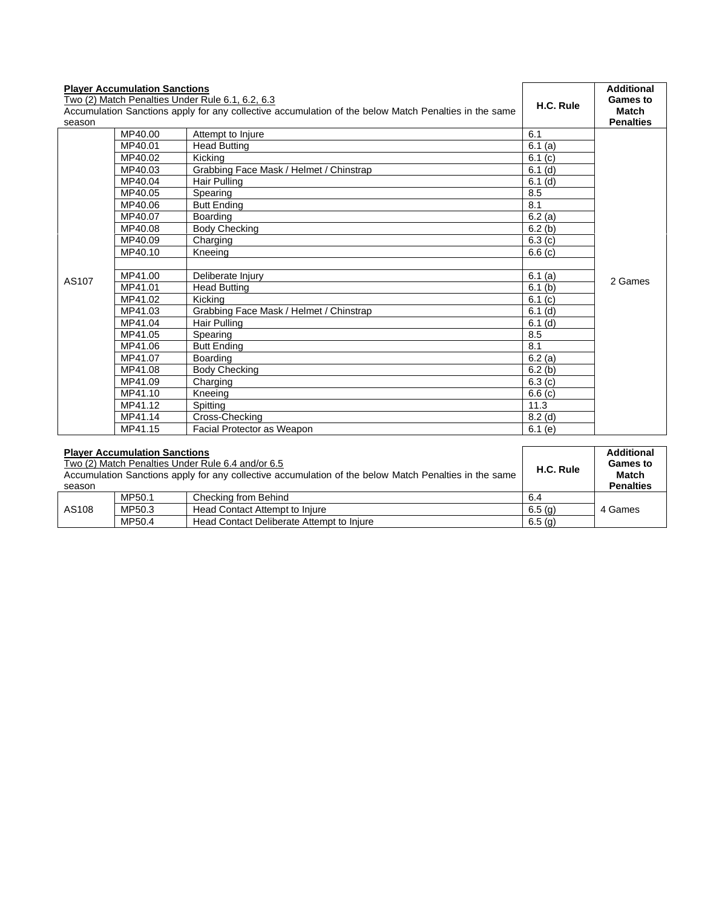| **Player Accumulation Sanctions**<br>Two (2) Match Penalties Under Rule 6.1, 6.2, 6.3<br>Accumulation Sanctions apply for any collective accumulation of the below Match Penalties in the same season | | | **H.C. Rule** | **Additional Games to Match Penalties** |
|---|---|---|---|---|
| AS107 | MP40.00 | Attempt to Injure | 6.1 | 2 Games |
| | MP40.01 | Head Butting | 6.1 (a) | |
| | MP40.02 | Kicking | 6.1 (c) | |
| | MP40.03 | Grabbing Face Mask / Helmet / Chinstrap | 6.1 (d) | |
| | MP40.04 | Hair Pulling | 6.1 (d) | |
| | MP40.05 | Spearing | 8.5 | |
| | MP40.06 | Butt Ending | 8.1 | |
| | MP40.07 | Boarding | 6.2 (a) | |
| | MP40.08 | Body Checking | 6.2 (b) | |
| | MP40.09 | Charging | 6.3 (c) | |
| | MP40.10 | Kneeing | 6.6 (c) | |
| | | | | |
| | MP41.00 | Deliberate Injury | 6.1 (a) | |
| | MP41.01 | Head Butting | 6.1 (b) | |
| | MP41.02 | Kicking | 6.1 (c) | |
| | MP41.03 | Grabbing Face Mask / Helmet / Chinstrap | 6.1 (d) | |
| | MP41.04 | Hair Pulling | 6.1 (d) | |
| | MP41.05 | Spearing | 8.5 | |
| | MP41.06 | Butt Ending | 8.1 | |
| | MP41.07 | Boarding | 6.2 (a) | |
| | MP41.08 | Body Checking | 6.2 (b) | |
| | MP41.09 | Charging | 6.3 (c) | |
| | MP41.10 | Kneeing | 6.6 (c) | |
| | MP41.12 | Spitting | 11.3 | |
| | MP41.14 | Cross-Checking | 8.2 (d) | |
| | MP41.15 | Facial Protector as Weapon | 6.1 (e) | |

| **Player Accumulation Sanctions**<br>Two (2) Match Penalties Under Rule 6.4 and/or 6.5<br>Accumulation Sanctions apply for any collective accumulation of the below Match Penalties in the same season | | | **H.C. Rule** | **Additional Games to Match Penalties** |
|---|---|---|---|---|
| AS108 | MP50.1 | Checking from Behind | 6.4 | 4 Games |
| | MP50.3 | Head Contact Attempt to Injure | 6.5 (g) | |
| | MP50.4 | Head Contact Deliberate Attempt to Injure | 6.5 (g) | |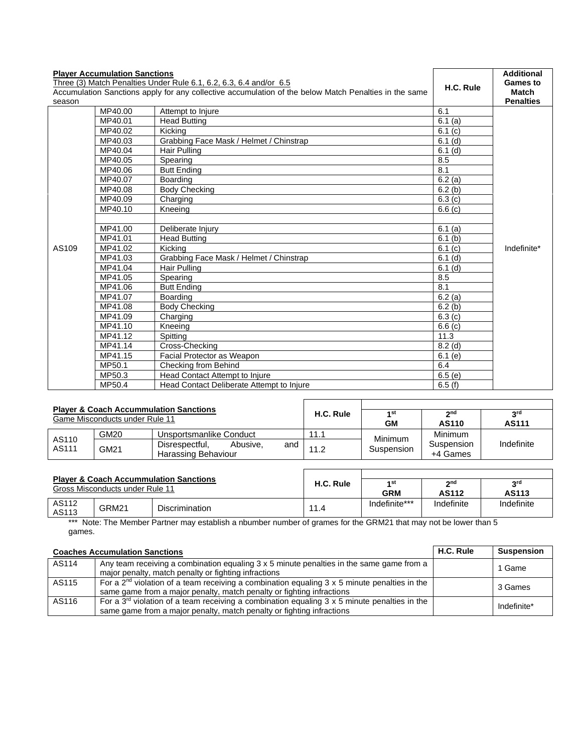| **Player Accumulation Sanctions**<br>Three (3) Match Penalties Under Rule 6.1, 6.2, 6.3, 6.4 and/or 6.5<br>Accumulation Sanctions apply for any collective accumulation of the below Match Penalties in the same season | | | **H.C. Rule** | **Additional Games to Match Penalties** |
|---|---|---|---|---|
| AS109 | MP40.00 | Attempt to Injure | 6.1 | Indefinite* |
| | MP40.01 | Head Butting | 6.1 (a) | |
| | MP40.02 | Kicking | 6.1 (c) | |
| | MP40.03 | Grabbing Face Mask / Helmet / Chinstrap | 6.1 (d) | |
| | MP40.04 | Hair Pulling | 6.1 (d) | |
| | MP40.05 | Spearing | 8.5 | |
| | MP40.06 | Butt Ending | 8.1 | |
| | MP40.07 | Boarding | 6.2 (a) | |
| | MP40.08 | Body Checking | 6.2 (b) | |
| | MP40.09 | Charging | 6.3 (c) | |
| | MP40.10 | Kneeing | 6.6 (c) | |
| | | | | |
| | MP41.00 | Deliberate Injury | 6.1 (a) | |
| | MP41.01 | Head Butting | 6.1 (b) | |
| | MP41.02 | Kicking | 6.1 (c) | |
| | MP41.03 | Grabbing Face Mask / Helmet / Chinstrap | 6.1 (d) | |
| | MP41.04 | Hair Pulling | 6.1 (d) | |
| | MP41.05 | Spearing | 8.5 | |
| | MP41.06 | Butt Ending | 8.1 | |
| | MP41.07 | Boarding | 6.2 (a) | |
| | MP41.08 | Body Checking | 6.2 (b) | |
| | MP41.09 | Charging | 6.3 (c) | |
| | MP41.10 | Kneeing | 6.6 (c) | |
| | MP41.12 | Spitting | 11.3 | |
| | MP41.14 | Cross-Checking | 8.2 (d) | |
| | MP41.15 | Facial Protector as Weapon | 6.1 (e) | |
| | MP50.1 | Checking from Behind | 6.4 | |
| | MP50.3 | Head Contact Attempt to Injure | 6.5 (e) | |
| | MP50.4 | Head Contact Deliberate Attempt to Injure | 6.5 (f) | |

| **Player & Coach Accummulation Sanctions**<br>Game Misconducts under Rule 11 | | | **H.C. Rule** | **1st GM** | **2nd AS110** | **3rd AS111** |
|---|---|---|---|---|---|---|
| AS110<br>AS111 | GM20 | Unsportsmanlike Conduct | 11.1 | Minimum Suspension | Minimum Suspension +4 Games | Indefinite |
| | GM21 | Disrespectful, Abusive, and Harassing Behaviour | 11.2 | | | |

| **Player & Coach Accummulation Sanctions**<br>Gross Misconducts under Rule 11 | | | **H.C. Rule** | **1st GRM** | **2nd AS112** | **3rd AS113** |
|---|---|---|---|---|---|---|
| AS112<br>AS113 | GRM21 | Discrimination | 11.4 | Indefinite*** | Indefinite | Indefinite |

*** Note: The Member Partner may establish a nbumber number of grames for the GRM21 that may not be lower than 5 games.

| **Coaches Accumulation Sanctions** | | **H.C. Rule** | **Suspension** |
|---|---|---|---|
| AS114 | Any team receiving a combination equaling 3 x 5 minute penalties in the same game from a major penalty, match penalty or fighting infractions | | 1 Game |
| AS115 | For a 2nd violation of a team receiving a combination equaling 3 x 5 minute penalties in the same game from a major penalty, match penalty or fighting infractions | | 3 Games |
| AS116 | For a 3rd violation of a team receiving a combination equaling 3 x 5 minute penalties in the same game from a major penalty, match penalty or fighting infractions | | Indefinite* |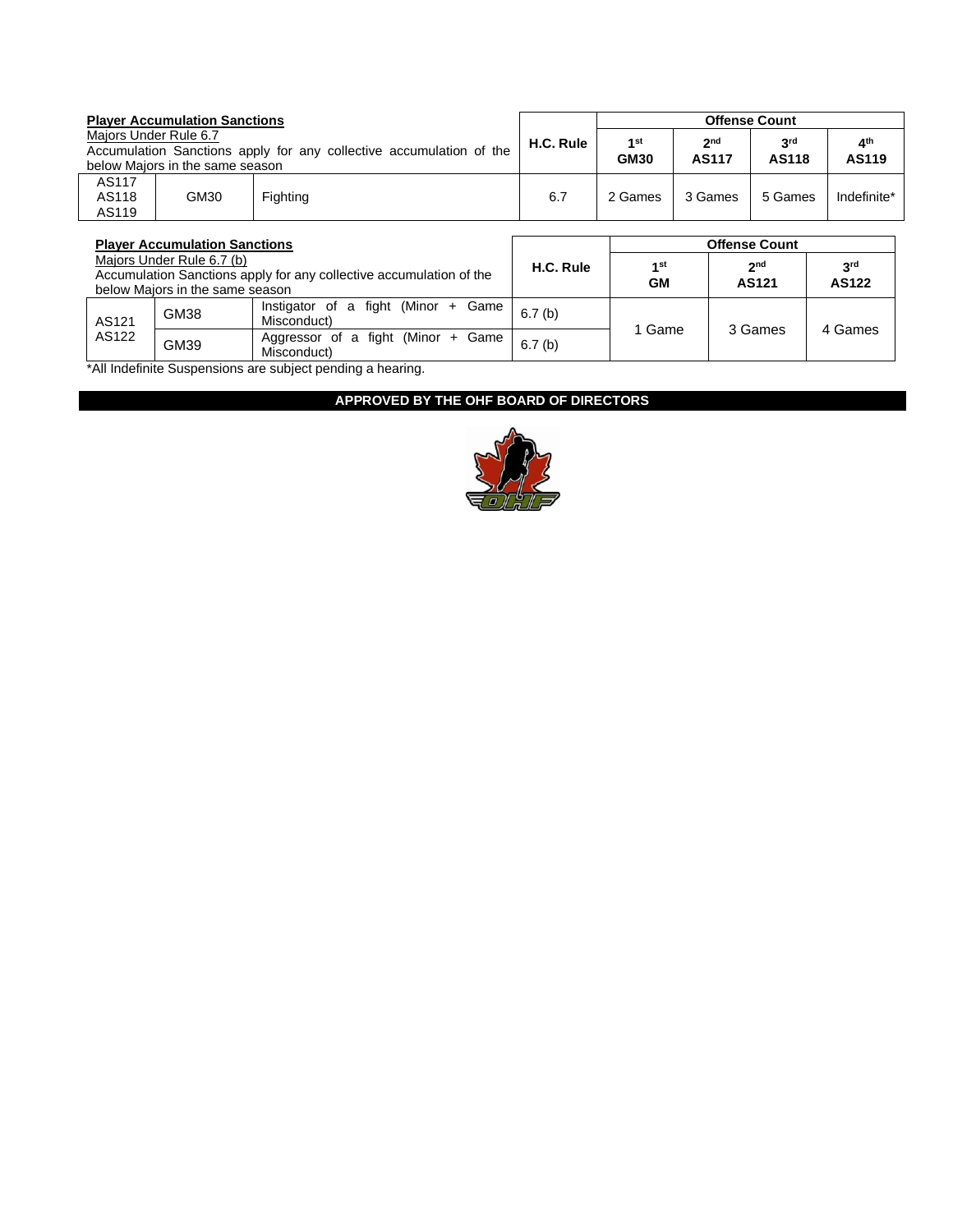| **Player Accumulation Sanctions**<br>Majors Under Rule 6.7<br>Accumulation Sanctions apply for any collective accumulation of the below Majors in the same season | | | H.C. Rule | Offense Count | | | |
|---|---|---|---|---|---|---|---|
| | | | | **1st GM30** | **2nd AS117** | **3rd AS118** | **4th AS119** |
| AS117 AS118 AS119 | GM30 | Fighting | 6.7 | 2 Games | 3 Games | 5 Games | Indefinite* |

| **Player Accumulation Sanctions**<br>Majors Under Rule 6.7 (b)<br>Accumulation Sanctions apply for any collective accumulation of the below Majors in the same season | | | H.C. Rule | Offense Count | | |
|---|---|---|---|---|---|---|
| | | | | **1st GM** | **2nd AS121** | **3rd AS122** |
| AS121 AS122 | GM38 | Instigator of a fight (Minor + Game Misconduct) | 6.7 (b) | 1 Game | 3 Games | 4 Games |
| | GM39 | Aggressor of a fight (Minor + Game Misconduct) | 6.7 (b) | | | |

*All Indefinite Suspensions are subject pending a hearing.

**APPROVED BY THE OHF BOARD OF DIRECTORS**